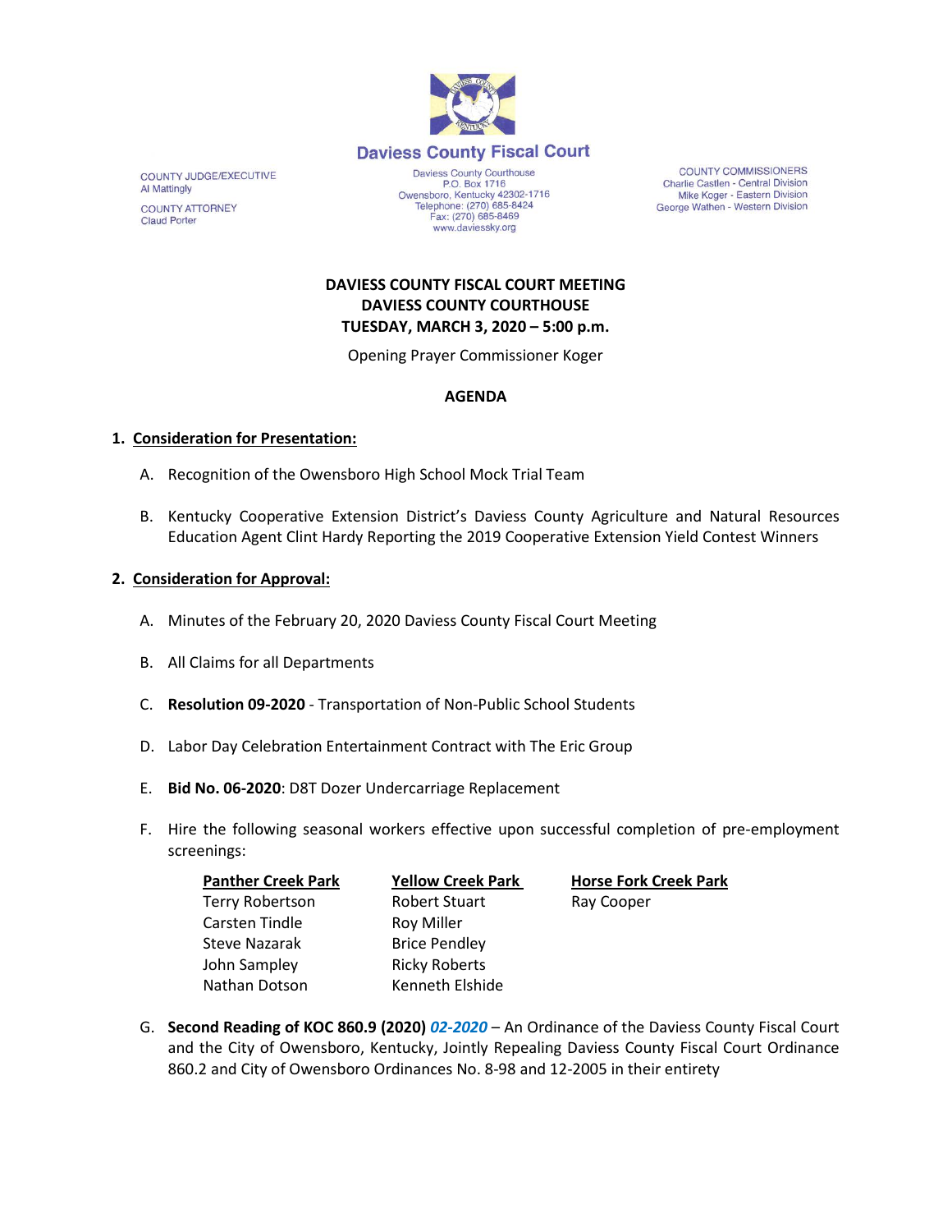# Daviess County Fiscal Court

COUNTY JUDGE/EXECUTIVE
Al Mattingly

COUNTY ATTORNEY
Claud Porter

Daviess County Courthouse
P.O. Box 1716
Owensboro, Kentucky 42302-1716
Telephone: (270) 685-8424
Fax: (270) 685-8469
www.daviessky.org

COUNTY COMMISSIONERS
Charlie Castlen - Central Division
Mike Koger - Eastern Division
George Wathen - Western Division

**DAVIESS COUNTY FISCAL COURT MEETING**
**DAVIESS COUNTY COURTHOUSE**
**TUESDAY, MARCH 3, 2020 – 5:00 p.m.**

Opening Prayer Commissioner Koger

**AGENDA**

1. **Consideration for Presentation:**

   A. Recognition of the Owensboro High School Mock Trial Team

   B. Kentucky Cooperative Extension District's Daviess County Agriculture and Natural Resources Education Agent Clint Hardy Reporting the 2019 Cooperative Extension Yield Contest Winners

2. **Consideration for Approval:**

   A. Minutes of the February 20, 2020 Daviess County Fiscal Court Meeting

   B. All Claims for all Departments

   C. **Resolution 09-2020** - Transportation of Non-Public School Students

   D. Labor Day Celebration Entertainment Contract with The Eric Group

   E. **Bid No. 06-2020**: D8T Dozer Undercarriage Replacement

   F. Hire the following seasonal workers effective upon successful completion of pre-employment screenings:

| Panther Creek Park | Yellow Creek Park | Horse Fork Creek Park |
|---|---|---|
| Terry Robertson | Robert Stuart | Ray Cooper |
| Carsten Tindle | Roy Miller | |
| Steve Nazarak | Brice Pendley | |
| John Sampley | Ricky Roberts | |
| Nathan Dotson | Kenneth Elshide | |

   G. **Second Reading of KOC 860.9 (2020)** ***02-2020*** – An Ordinance of the Daviess County Fiscal Court and the City of Owensboro, Kentucky, Jointly Repealing Daviess County Fiscal Court Ordinance 860.2 and City of Owensboro Ordinances No. 8-98 and 12-2005 in their entirety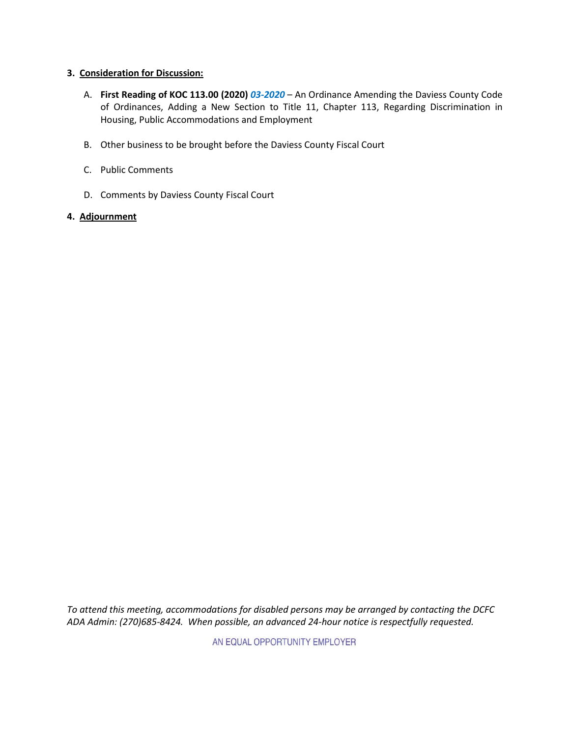3. **Consideration for Discussion:**

   A. **First Reading of KOC 113.00 (2020)** ***03-2020*** – An Ordinance Amending the Daviess County Code of Ordinances, Adding a New Section to Title 11, Chapter 113, Regarding Discrimination in Housing, Public Accommodations and Employment

   B. Other business to be brought before the Daviess County Fiscal Court

   C. Public Comments

   D. Comments by Daviess County Fiscal Court

4. **Adjournment**

*To attend this meeting, accommodations for disabled persons may be arranged by contacting the DCFC ADA Admin: (270)685-8424. When possible, an advanced 24-hour notice is respectfully requested.*

AN EQUAL OPPORTUNITY EMPLOYER